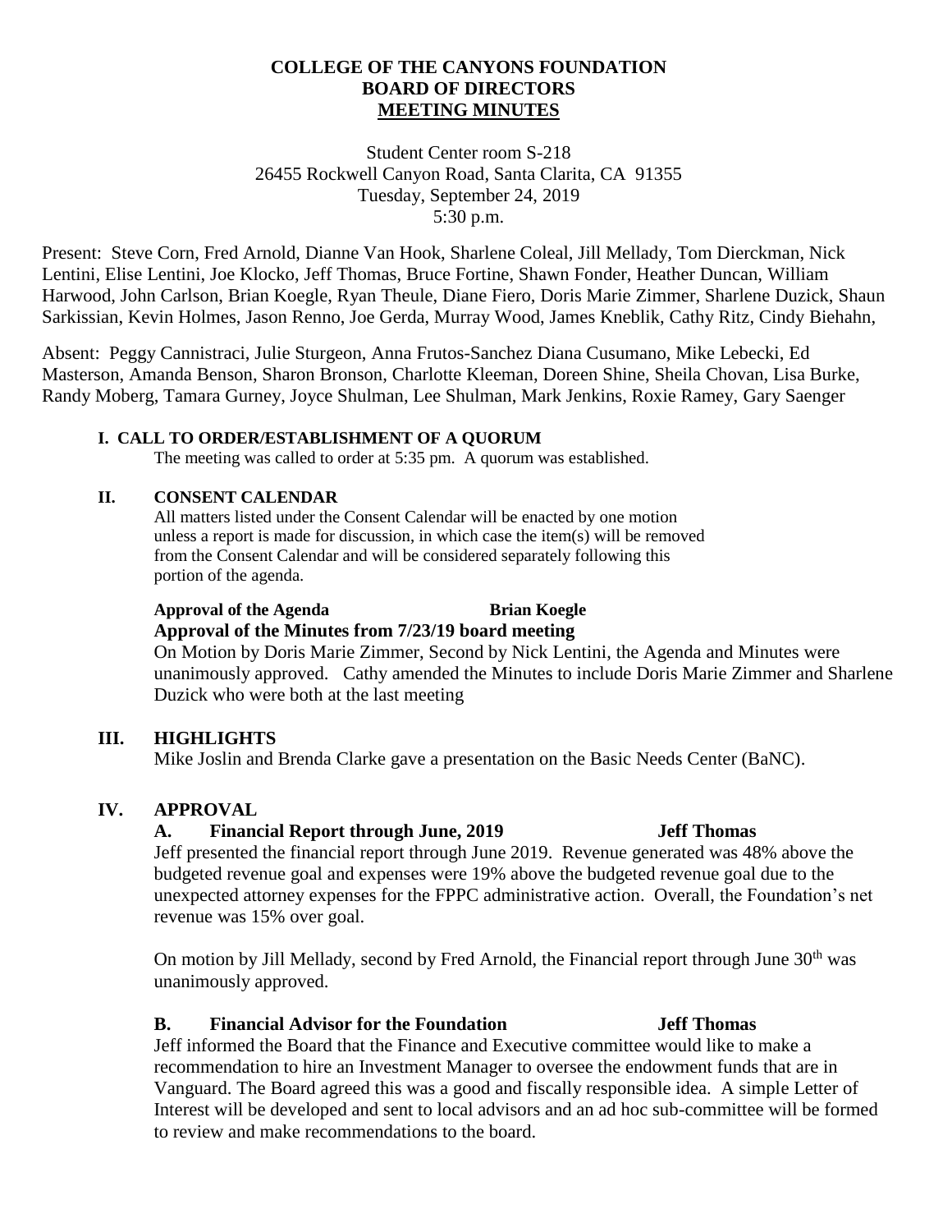# COLLEGE OF THE CANYONS FOUNDATION
## BOARD OF DIRECTORS
## MEETING MINUTES

Student Center room S-218
26455 Rockwell Canyon Road, Santa Clarita, CA 91355
Tuesday, September 24, 2019
5:30 p.m.

Present: Steve Corn, Fred Arnold, Dianne Van Hook, Sharlene Coleal, Jill Mellady, Tom Dierckman, Nick Lentini, Elise Lentini, Joe Klocko, Jeff Thomas, Bruce Fortine, Shawn Fonder, Heather Duncan, William Harwood, John Carlson, Brian Koegle, Ryan Theule, Diane Fiero, Doris Marie Zimmer, Sharlene Duzick, Shaun Sarkissian, Kevin Holmes, Jason Renno, Joe Gerda, Murray Wood, James Kneblik, Cathy Ritz, Cindy Biehahn,

Absent: Peggy Cannistraci, Julie Sturgeon, Anna Frutos-Sanchez Diana Cusumano, Mike Lebecki, Ed Masterson, Amanda Benson, Sharon Bronson, Charlotte Kleeman, Doreen Shine, Sheila Chovan, Lisa Burke, Randy Moberg, Tamara Gurney, Joyce Shulman, Lee Shulman, Mark Jenkins, Roxie Ramey, Gary Saenger

### I. CALL TO ORDER/ESTABLISHMENT OF A QUORUM

The meeting was called to order at 5:35 pm. A quorum was established.

### II. CONSENT CALENDAR

All matters listed under the Consent Calendar will be enacted by one motion unless a report is made for discussion, in which case the item(s) will be removed from the Consent Calendar and will be considered separately following this portion of the agenda.

**Approval of the Agenda** **Brian Koegle**
**Approval of the Minutes from 7/23/19 board meeting**

On Motion by Doris Marie Zimmer, Second by Nick Lentini, the Agenda and Minutes were unanimously approved. Cathy amended the Minutes to include Doris Marie Zimmer and Sharlene Duzick who were both at the last meeting

### III. HIGHLIGHTS

Mike Joslin and Brenda Clarke gave a presentation on the Basic Needs Center (BaNC).

### IV. APPROVAL

**A. Financial Report through June, 2019** **Jeff Thomas**

Jeff presented the financial report through June 2019. Revenue generated was 48% above the budgeted revenue goal and expenses were 19% above the budgeted revenue goal due to the unexpected attorney expenses for the FPPC administrative action. Overall, the Foundation's net revenue was 15% over goal.

On motion by Jill Mellady, second by Fred Arnold, the Financial report through June 30th was unanimously approved.

**B. Financial Advisor for the Foundation** **Jeff Thomas**

Jeff informed the Board that the Finance and Executive committee would like to make a recommendation to hire an Investment Manager to oversee the endowment funds that are in Vanguard. The Board agreed this was a good and fiscally responsible idea. A simple Letter of Interest will be developed and sent to local advisors and an ad hoc sub-committee will be formed to review and make recommendations to the board.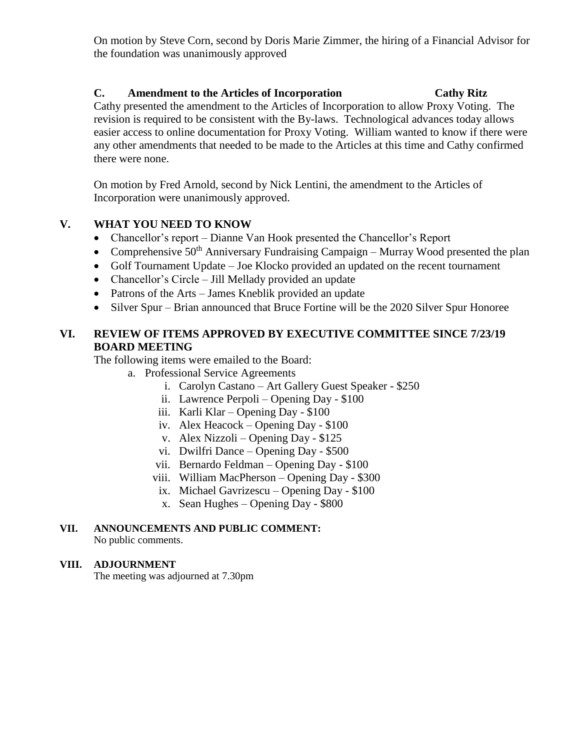On motion by Steve Corn, second by Doris Marie Zimmer, the hiring of a Financial Advisor for the foundation was unanimously approved

### C. Amendment to the Articles of Incorporation — Cathy Ritz

Cathy presented the amendment to the Articles of Incorporation to allow Proxy Voting. The revision is required to be consistent with the By-laws. Technological advances today allows easier access to online documentation for Proxy Voting. William wanted to know if there were any other amendments that needed to be made to the Articles at this time and Cathy confirmed there were none.

On motion by Fred Arnold, second by Nick Lentini, the amendment to the Articles of Incorporation were unanimously approved.

## V. WHAT YOU NEED TO KNOW

- Chancellor's report – Dianne Van Hook presented the Chancellor's Report
- Comprehensive 50th Anniversary Fundraising Campaign – Murray Wood presented the plan
- Golf Tournament Update – Joe Klocko provided an updated on the recent tournament
- Chancellor's Circle – Jill Mellady provided an update
- Patrons of the Arts – James Kneblik provided an update
- Silver Spur – Brian announced that Bruce Fortine will be the 2020 Silver Spur Honoree

## VI. REVIEW OF ITEMS APPROVED BY EXECUTIVE COMMITTEE SINCE 7/23/19 BOARD MEETING

The following items were emailed to the Board:

a. Professional Service Agreements
   i. Carolyn Castano – Art Gallery Guest Speaker - $250
   ii. Lawrence Perpoli – Opening Day - $100
   iii. Karli Klar – Opening Day - $100
   iv. Alex Heacock – Opening Day - $100
   v. Alex Nizzoli – Opening Day - $125
   vi. Dwilfri Dance – Opening Day - $500
   vii. Bernardo Feldman – Opening Day - $100
   viii. William MacPherson – Opening Day - $300
   ix. Michael Gavrizescu – Opening Day - $100
   x. Sean Hughes – Opening Day - $800

## VII. ANNOUNCEMENTS AND PUBLIC COMMENT:

No public comments.

## VIII. ADJOURNMENT

The meeting was adjourned at 7.30pm